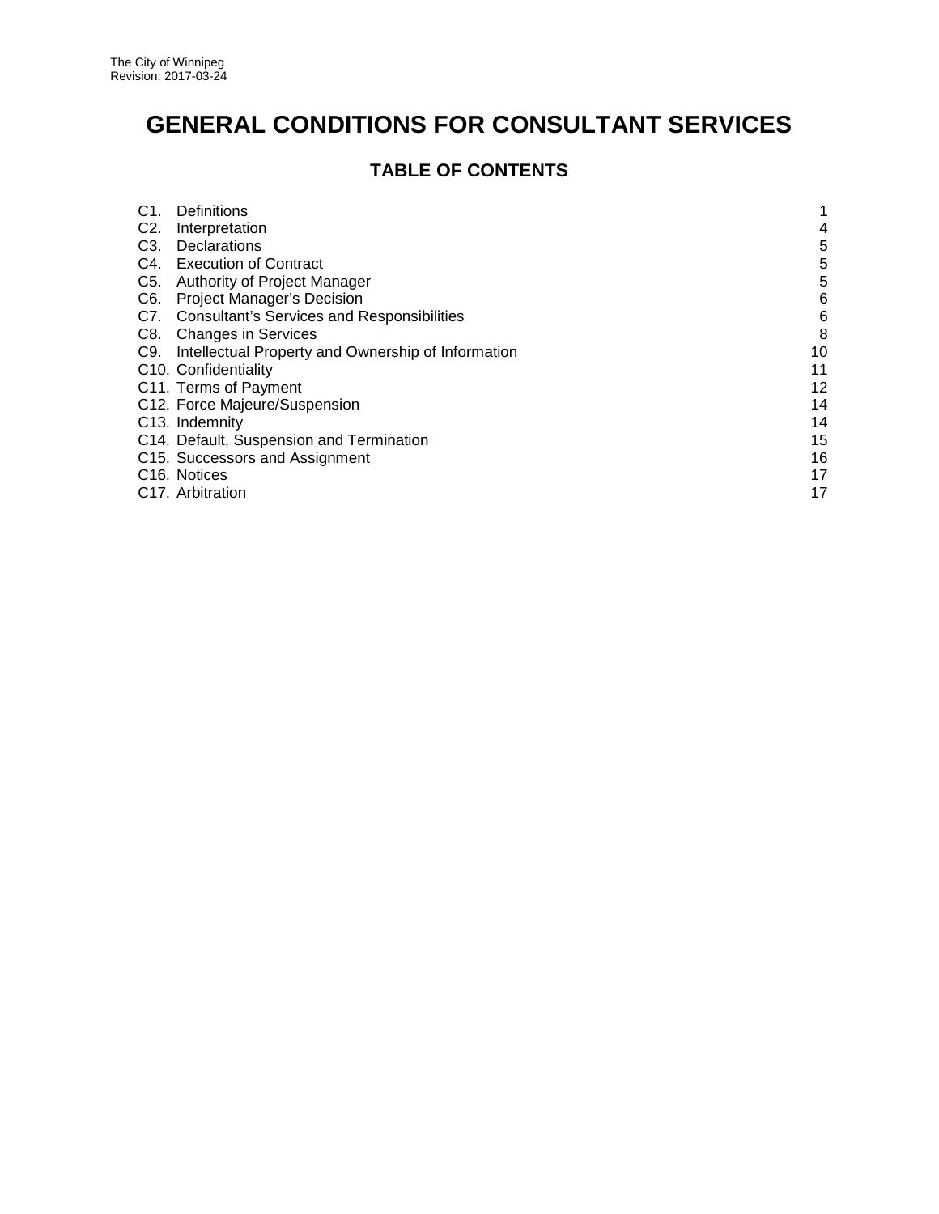# GENERAL CONDITIONS FOR CONSULTANT SERVICES

## TABLE OF CONTENTS

| | |
|---|---|
| C1. Definitions | 1 |
| C2. Interpretation | 4 |
| C3. Declarations | 5 |
| C4. Execution of Contract | 5 |
| C5. Authority of Project Manager | 5 |
| C6. Project Manager's Decision | 6 |
| C7. Consultant's Services and Responsibilities | 6 |
| C8. Changes in Services | 8 |
| C9. Intellectual Property and Ownership of Information | 10 |
| C10. Confidentiality | 11 |
| C11. Terms of Payment | 12 |
| C12. Force Majeure/Suspension | 14 |
| C13. Indemnity | 14 |
| C14. Default, Suspension and Termination | 15 |
| C15. Successors and Assignment | 16 |
| C16. Notices | 17 |
| C17. Arbitration | 17 |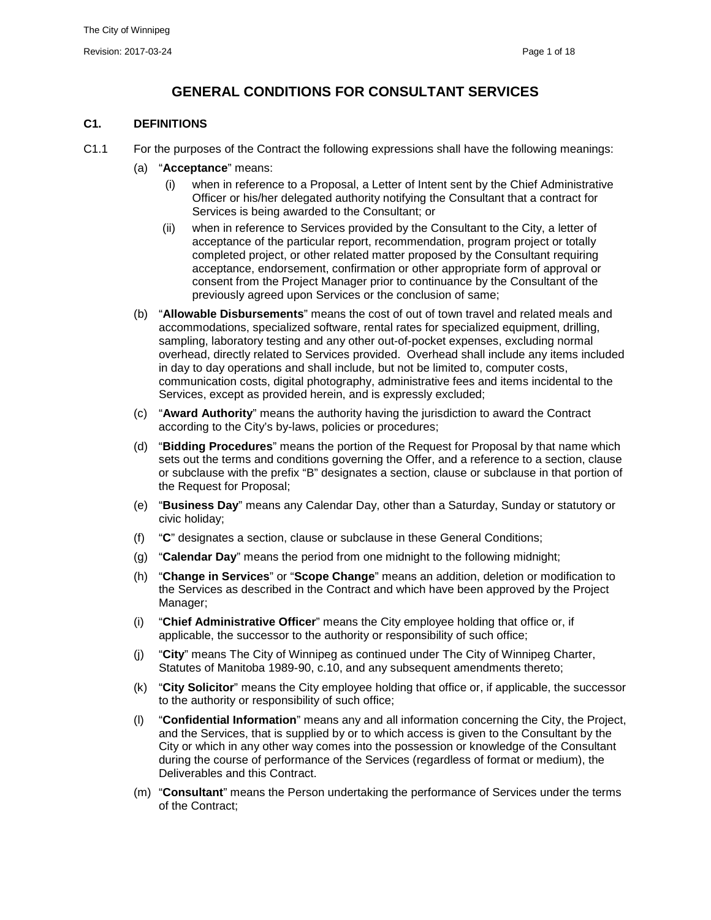# GENERAL CONDITIONS FOR CONSULTANT SERVICES

## C1. DEFINITIONS

C1.1 For the purposes of the Contract the following expressions shall have the following meanings:

(a) "**Acceptance**" means:

(i) when in reference to a Proposal, a Letter of Intent sent by the Chief Administrative Officer or his/her delegated authority notifying the Consultant that a contract for Services is being awarded to the Consultant; or

(ii) when in reference to Services provided by the Consultant to the City, a letter of acceptance of the particular report, recommendation, program project or totally completed project, or other related matter proposed by the Consultant requiring acceptance, endorsement, confirmation or other appropriate form of approval or consent from the Project Manager prior to continuance by the Consultant of the previously agreed upon Services or the conclusion of same;

(b) "**Allowable Disbursements**" means the cost of out of town travel and related meals and accommodations, specialized software, rental rates for specialized equipment, drilling, sampling, laboratory testing and any other out-of-pocket expenses, excluding normal overhead, directly related to Services provided. Overhead shall include any items included in day to day operations and shall include, but not be limited to, computer costs, communication costs, digital photography, administrative fees and items incidental to the Services, except as provided herein, and is expressly excluded;

(c) "**Award Authority**" means the authority having the jurisdiction to award the Contract according to the City's by-laws, policies or procedures;

(d) "**Bidding Procedures**" means the portion of the Request for Proposal by that name which sets out the terms and conditions governing the Offer, and a reference to a section, clause or subclause with the prefix "B" designates a section, clause or subclause in that portion of the Request for Proposal;

(e) "**Business Day**" means any Calendar Day, other than a Saturday, Sunday or statutory or civic holiday;

(f) "**C**" designates a section, clause or subclause in these General Conditions;

(g) "**Calendar Day**" means the period from one midnight to the following midnight;

(h) "**Change in Services**" or "**Scope Change**" means an addition, deletion or modification to the Services as described in the Contract and which have been approved by the Project Manager;

(i) "**Chief Administrative Officer**" means the City employee holding that office or, if applicable, the successor to the authority or responsibility of such office;

(j) "**City**" means The City of Winnipeg as continued under The City of Winnipeg Charter, Statutes of Manitoba 1989-90, c.10, and any subsequent amendments thereto;

(k) "**City Solicitor**" means the City employee holding that office or, if applicable, the successor to the authority or responsibility of such office;

(l) "**Confidential Information**" means any and all information concerning the City, the Project, and the Services, that is supplied by or to which access is given to the Consultant by the City or which in any other way comes into the possession or knowledge of the Consultant during the course of performance of the Services (regardless of format or medium), the Deliverables and this Contract.

(m) "**Consultant**" means the Person undertaking the performance of Services under the terms of the Contract;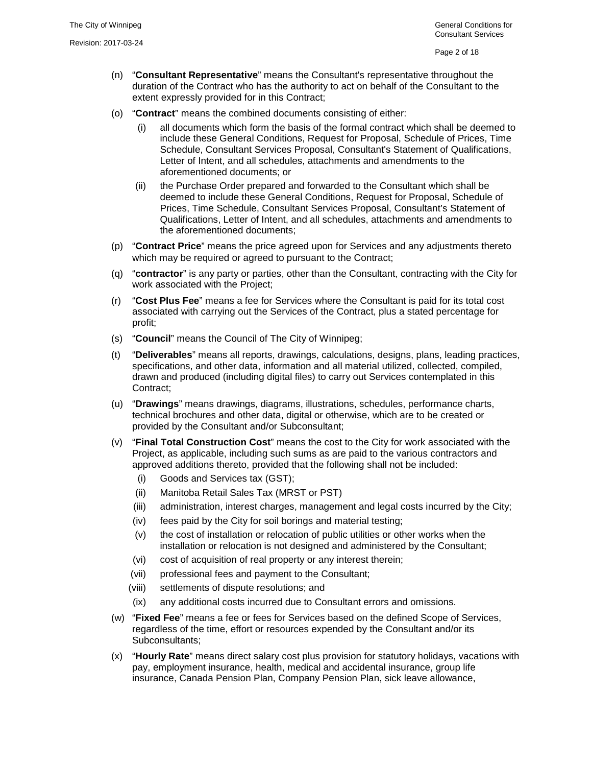(n) "**Consultant Representative**" means the Consultant's representative throughout the duration of the Contract who has the authority to act on behalf of the Consultant to the extent expressly provided for in this Contract;

(o) "**Contract**" means the combined documents consisting of either:

  (i) all documents which form the basis of the formal contract which shall be deemed to include these General Conditions, Request for Proposal, Schedule of Prices, Time Schedule, Consultant Services Proposal, Consultant's Statement of Qualifications, Letter of Intent, and all schedules, attachments and amendments to the aforementioned documents; or

  (ii) the Purchase Order prepared and forwarded to the Consultant which shall be deemed to include these General Conditions, Request for Proposal, Schedule of Prices, Time Schedule, Consultant Services Proposal, Consultant's Statement of Qualifications, Letter of Intent, and all schedules, attachments and amendments to the aforementioned documents;

(p) "**Contract Price**" means the price agreed upon for Services and any adjustments thereto which may be required or agreed to pursuant to the Contract;

(q) "**contractor**" is any party or parties, other than the Consultant, contracting with the City for work associated with the Project;

(r) "**Cost Plus Fee**" means a fee for Services where the Consultant is paid for its total cost associated with carrying out the Services of the Contract, plus a stated percentage for profit;

(s) "**Council**" means the Council of The City of Winnipeg;

(t) "**Deliverables**" means all reports, drawings, calculations, designs, plans, leading practices, specifications, and other data, information and all material utilized, collected, compiled, drawn and produced (including digital files) to carry out Services contemplated in this Contract;

(u) "**Drawings**" means drawings, diagrams, illustrations, schedules, performance charts, technical brochures and other data, digital or otherwise, which are to be created or provided by the Consultant and/or Subconsultant;

(v) "**Final Total Construction Cost**" means the cost to the City for work associated with the Project, as applicable, including such sums as are paid to the various contractors and approved additions thereto, provided that the following shall not be included:

  (i) Goods and Services tax (GST);

  (ii) Manitoba Retail Sales Tax (MRST or PST)

  (iii) administration, interest charges, management and legal costs incurred by the City;

  (iv) fees paid by the City for soil borings and material testing;

  (v) the cost of installation or relocation of public utilities or other works when the installation or relocation is not designed and administered by the Consultant;

  (vi) cost of acquisition of real property or any interest therein;

  (vii) professional fees and payment to the Consultant;

  (viii) settlements of dispute resolutions; and

  (ix) any additional costs incurred due to Consultant errors and omissions.

(w) "**Fixed Fee**" means a fee or fees for Services based on the defined Scope of Services, regardless of the time, effort or resources expended by the Consultant and/or its Subconsultants;

(x) "**Hourly Rate**" means direct salary cost plus provision for statutory holidays, vacations with pay, employment insurance, health, medical and accidental insurance, group life insurance, Canada Pension Plan, Company Pension Plan, sick leave allowance,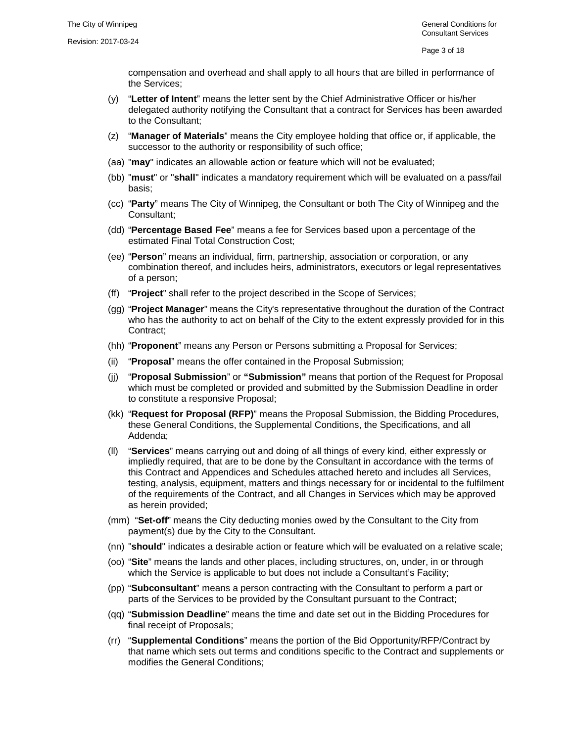compensation and overhead and shall apply to all hours that are billed in performance of the Services;

(y) "**Letter of Intent**" means the letter sent by the Chief Administrative Officer or his/her delegated authority notifying the Consultant that a contract for Services has been awarded to the Consultant;

(z) "**Manager of Materials**" means the City employee holding that office or, if applicable, the successor to the authority or responsibility of such office;

(aa) "**may**" indicates an allowable action or feature which will not be evaluated;

(bb) "**must**" or "**shall**" indicates a mandatory requirement which will be evaluated on a pass/fail basis;

(cc) "**Party**" means The City of Winnipeg, the Consultant or both The City of Winnipeg and the Consultant;

(dd) "**Percentage Based Fee**" means a fee for Services based upon a percentage of the estimated Final Total Construction Cost;

(ee) "**Person**" means an individual, firm, partnership, association or corporation, or any combination thereof, and includes heirs, administrators, executors or legal representatives of a person;

(ff) "**Project**" shall refer to the project described in the Scope of Services;

(gg) "**Project Manager**" means the City's representative throughout the duration of the Contract who has the authority to act on behalf of the City to the extent expressly provided for in this Contract;

(hh) "**Proponent**" means any Person or Persons submitting a Proposal for Services;

(ii) "**Proposal**" means the offer contained in the Proposal Submission;

(jj) "**Proposal Submission**" or **"Submission"** means that portion of the Request for Proposal which must be completed or provided and submitted by the Submission Deadline in order to constitute a responsive Proposal;

(kk) "**Request for Proposal (RFP)**" means the Proposal Submission, the Bidding Procedures, these General Conditions, the Supplemental Conditions, the Specifications, and all Addenda;

(ll) "**Services**" means carrying out and doing of all things of every kind, either expressly or impliedly required, that are to be done by the Consultant in accordance with the terms of this Contract and Appendices and Schedules attached hereto and includes all Services, testing, analysis, equipment, matters and things necessary for or incidental to the fulfilment of the requirements of the Contract, and all Changes in Services which may be approved as herein provided;

(mm) "**Set-off**" means the City deducting monies owed by the Consultant to the City from payment(s) due by the City to the Consultant.

(nn) "**should**" indicates a desirable action or feature which will be evaluated on a relative scale;

(oo) "**Site**" means the lands and other places, including structures, on, under, in or through which the Service is applicable to but does not include a Consultant's Facility;

(pp) "**Subconsultant**" means a person contracting with the Consultant to perform a part or parts of the Services to be provided by the Consultant pursuant to the Contract;

(qq) "**Submission Deadline**" means the time and date set out in the Bidding Procedures for final receipt of Proposals;

(rr) "**Supplemental Conditions**" means the portion of the Bid Opportunity/RFP/Contract by that name which sets out terms and conditions specific to the Contract and supplements or modifies the General Conditions;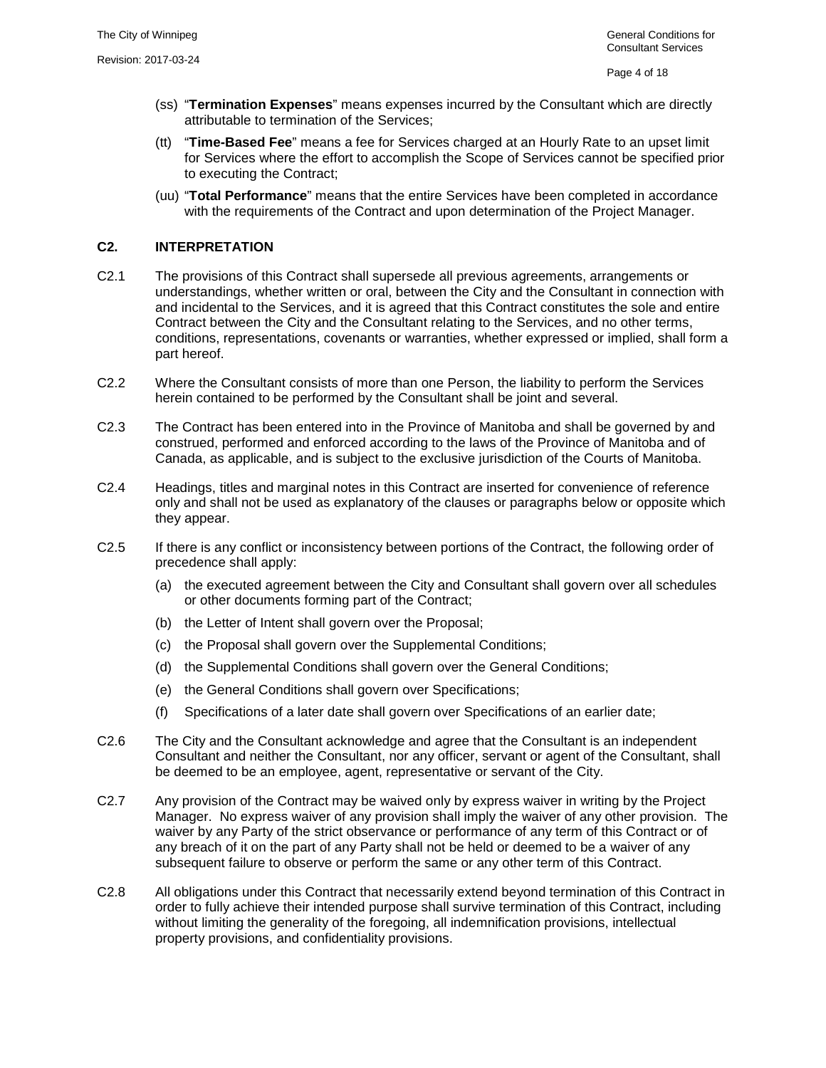(ss) "**Termination Expenses**" means expenses incurred by the Consultant which are directly attributable to termination of the Services;

(tt) "**Time-Based Fee**" means a fee for Services charged at an Hourly Rate to an upset limit for Services where the effort to accomplish the Scope of Services cannot be specified prior to executing the Contract;

(uu) "**Total Performance**" means that the entire Services have been completed in accordance with the requirements of the Contract and upon determination of the Project Manager.

## C2. INTERPRETATION

C2.1 The provisions of this Contract shall supersede all previous agreements, arrangements or understandings, whether written or oral, between the City and the Consultant in connection with and incidental to the Services, and it is agreed that this Contract constitutes the sole and entire Contract between the City and the Consultant relating to the Services, and no other terms, conditions, representations, covenants or warranties, whether expressed or implied, shall form a part hereof.

C2.2 Where the Consultant consists of more than one Person, the liability to perform the Services herein contained to be performed by the Consultant shall be joint and several.

C2.3 The Contract has been entered into in the Province of Manitoba and shall be governed by and construed, performed and enforced according to the laws of the Province of Manitoba and of Canada, as applicable, and is subject to the exclusive jurisdiction of the Courts of Manitoba.

C2.4 Headings, titles and marginal notes in this Contract are inserted for convenience of reference only and shall not be used as explanatory of the clauses or paragraphs below or opposite which they appear.

C2.5 If there is any conflict or inconsistency between portions of the Contract, the following order of precedence shall apply:

(a) the executed agreement between the City and Consultant shall govern over all schedules or other documents forming part of the Contract;

(b) the Letter of Intent shall govern over the Proposal;

(c) the Proposal shall govern over the Supplemental Conditions;

(d) the Supplemental Conditions shall govern over the General Conditions;

(e) the General Conditions shall govern over Specifications;

(f) Specifications of a later date shall govern over Specifications of an earlier date;

C2.6 The City and the Consultant acknowledge and agree that the Consultant is an independent Consultant and neither the Consultant, nor any officer, servant or agent of the Consultant, shall be deemed to be an employee, agent, representative or servant of the City.

C2.7 Any provision of the Contract may be waived only by express waiver in writing by the Project Manager. No express waiver of any provision shall imply the waiver of any other provision. The waiver by any Party of the strict observance or performance of any term of this Contract or of any breach of it on the part of any Party shall not be held or deemed to be a waiver of any subsequent failure to observe or perform the same or any other term of this Contract.

C2.8 All obligations under this Contract that necessarily extend beyond termination of this Contract in order to fully achieve their intended purpose shall survive termination of this Contract, including without limiting the generality of the foregoing, all indemnification provisions, intellectual property provisions, and confidentiality provisions.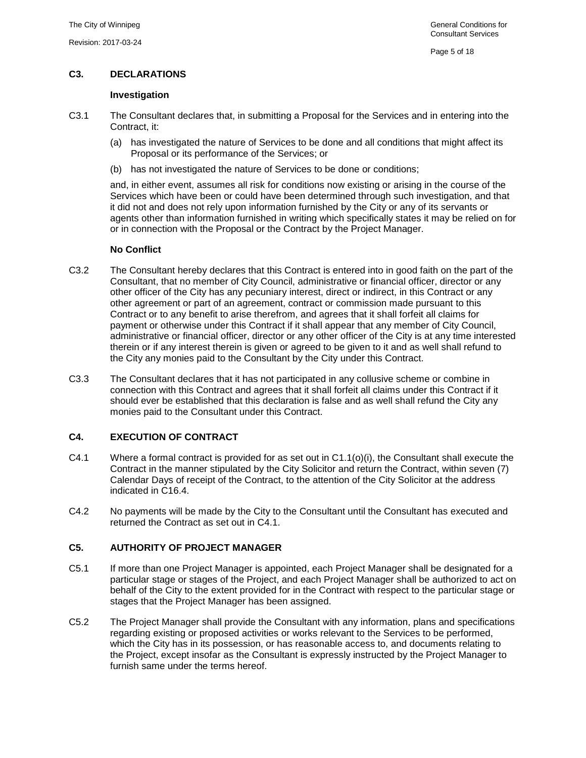## C3. DECLARATIONS

**Investigation**

C3.1 The Consultant declares that, in submitting a Proposal for the Services and in entering into the Contract, it:

(a) has investigated the nature of Services to be done and all conditions that might affect its Proposal or its performance of the Services; or

(b) has not investigated the nature of Services to be done or conditions;

and, in either event, assumes all risk for conditions now existing or arising in the course of the Services which have been or could have been determined through such investigation, and that it did not and does not rely upon information furnished by the City or any of its servants or agents other than information furnished in writing which specifically states it may be relied on for or in connection with the Proposal or the Contract by the Project Manager.

**No Conflict**

C3.2 The Consultant hereby declares that this Contract is entered into in good faith on the part of the Consultant, that no member of City Council, administrative or financial officer, director or any other officer of the City has any pecuniary interest, direct or indirect, in this Contract or any other agreement or part of an agreement, contract or commission made pursuant to this Contract or to any benefit to arise therefrom, and agrees that it shall forfeit all claims for payment or otherwise under this Contract if it shall appear that any member of City Council, administrative or financial officer, director or any other officer of the City is at any time interested therein or if any interest therein is given or agreed to be given to it and as well shall refund to the City any monies paid to the Consultant by the City under this Contract.

C3.3 The Consultant declares that it has not participated in any collusive scheme or combine in connection with this Contract and agrees that it shall forfeit all claims under this Contract if it should ever be established that this declaration is false and as well shall refund the City any monies paid to the Consultant under this Contract.

## C4. EXECUTION OF CONTRACT

C4.1 Where a formal contract is provided for as set out in C1.1(o)(i), the Consultant shall execute the Contract in the manner stipulated by the City Solicitor and return the Contract, within seven (7) Calendar Days of receipt of the Contract, to the attention of the City Solicitor at the address indicated in C16.4.

C4.2 No payments will be made by the City to the Consultant until the Consultant has executed and returned the Contract as set out in C4.1.

## C5. AUTHORITY OF PROJECT MANAGER

C5.1 If more than one Project Manager is appointed, each Project Manager shall be designated for a particular stage or stages of the Project, and each Project Manager shall be authorized to act on behalf of the City to the extent provided for in the Contract with respect to the particular stage or stages that the Project Manager has been assigned.

C5.2 The Project Manager shall provide the Consultant with any information, plans and specifications regarding existing or proposed activities or works relevant to the Services to be performed, which the City has in its possession, or has reasonable access to, and documents relating to the Project, except insofar as the Consultant is expressly instructed by the Project Manager to furnish same under the terms hereof.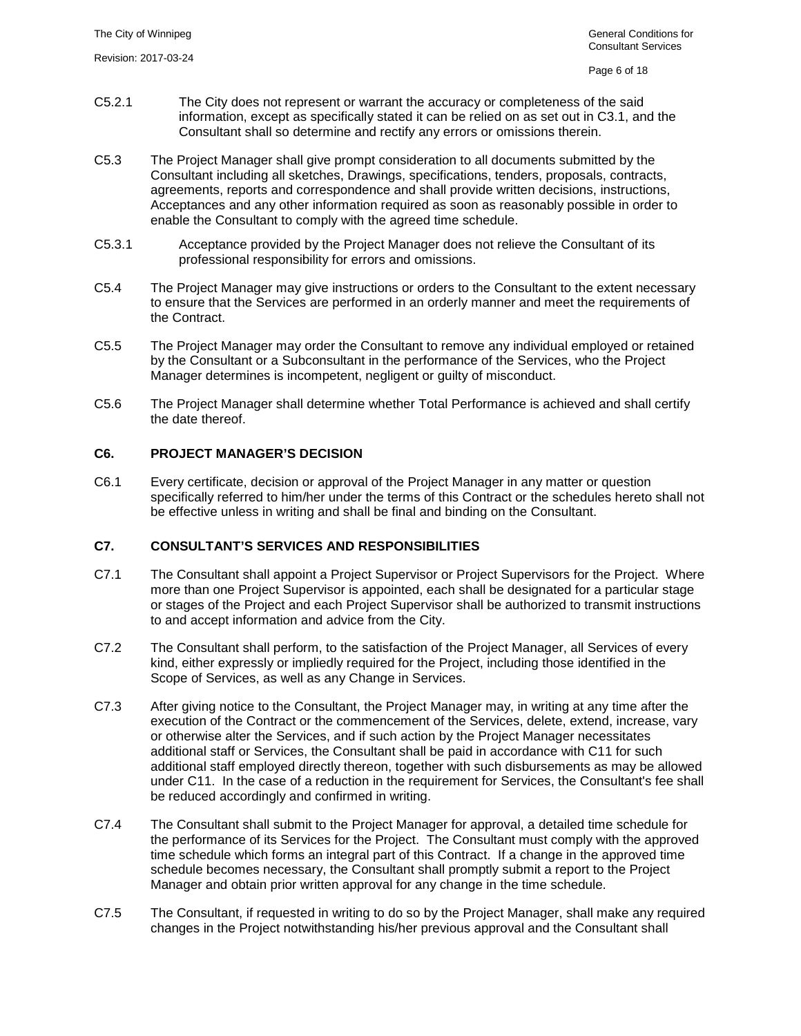C5.2.1 The City does not represent or warrant the accuracy or completeness of the said information, except as specifically stated it can be relied on as set out in C3.1, and the Consultant shall so determine and rectify any errors or omissions therein.

C5.3 The Project Manager shall give prompt consideration to all documents submitted by the Consultant including all sketches, Drawings, specifications, tenders, proposals, contracts, agreements, reports and correspondence and shall provide written decisions, instructions, Acceptances and any other information required as soon as reasonably possible in order to enable the Consultant to comply with the agreed time schedule.

C5.3.1 Acceptance provided by the Project Manager does not relieve the Consultant of its professional responsibility for errors and omissions.

C5.4 The Project Manager may give instructions or orders to the Consultant to the extent necessary to ensure that the Services are performed in an orderly manner and meet the requirements of the Contract.

C5.5 The Project Manager may order the Consultant to remove any individual employed or retained by the Consultant or a Subconsultant in the performance of the Services, who the Project Manager determines is incompetent, negligent or guilty of misconduct.

C5.6 The Project Manager shall determine whether Total Performance is achieved and shall certify the date thereof.

## C6. PROJECT MANAGER'S DECISION

C6.1 Every certificate, decision or approval of the Project Manager in any matter or question specifically referred to him/her under the terms of this Contract or the schedules hereto shall not be effective unless in writing and shall be final and binding on the Consultant.

## C7. CONSULTANT'S SERVICES AND RESPONSIBILITIES

C7.1 The Consultant shall appoint a Project Supervisor or Project Supervisors for the Project. Where more than one Project Supervisor is appointed, each shall be designated for a particular stage or stages of the Project and each Project Supervisor shall be authorized to transmit instructions to and accept information and advice from the City.

C7.2 The Consultant shall perform, to the satisfaction of the Project Manager, all Services of every kind, either expressly or impliedly required for the Project, including those identified in the Scope of Services, as well as any Change in Services.

C7.3 After giving notice to the Consultant, the Project Manager may, in writing at any time after the execution of the Contract or the commencement of the Services, delete, extend, increase, vary or otherwise alter the Services, and if such action by the Project Manager necessitates additional staff or Services, the Consultant shall be paid in accordance with C11 for such additional staff employed directly thereon, together with such disbursements as may be allowed under C11. In the case of a reduction in the requirement for Services, the Consultant's fee shall be reduced accordingly and confirmed in writing.

C7.4 The Consultant shall submit to the Project Manager for approval, a detailed time schedule for the performance of its Services for the Project. The Consultant must comply with the approved time schedule which forms an integral part of this Contract. If a change in the approved time schedule becomes necessary, the Consultant shall promptly submit a report to the Project Manager and obtain prior written approval for any change in the time schedule.

C7.5 The Consultant, if requested in writing to do so by the Project Manager, shall make any required changes in the Project notwithstanding his/her previous approval and the Consultant shall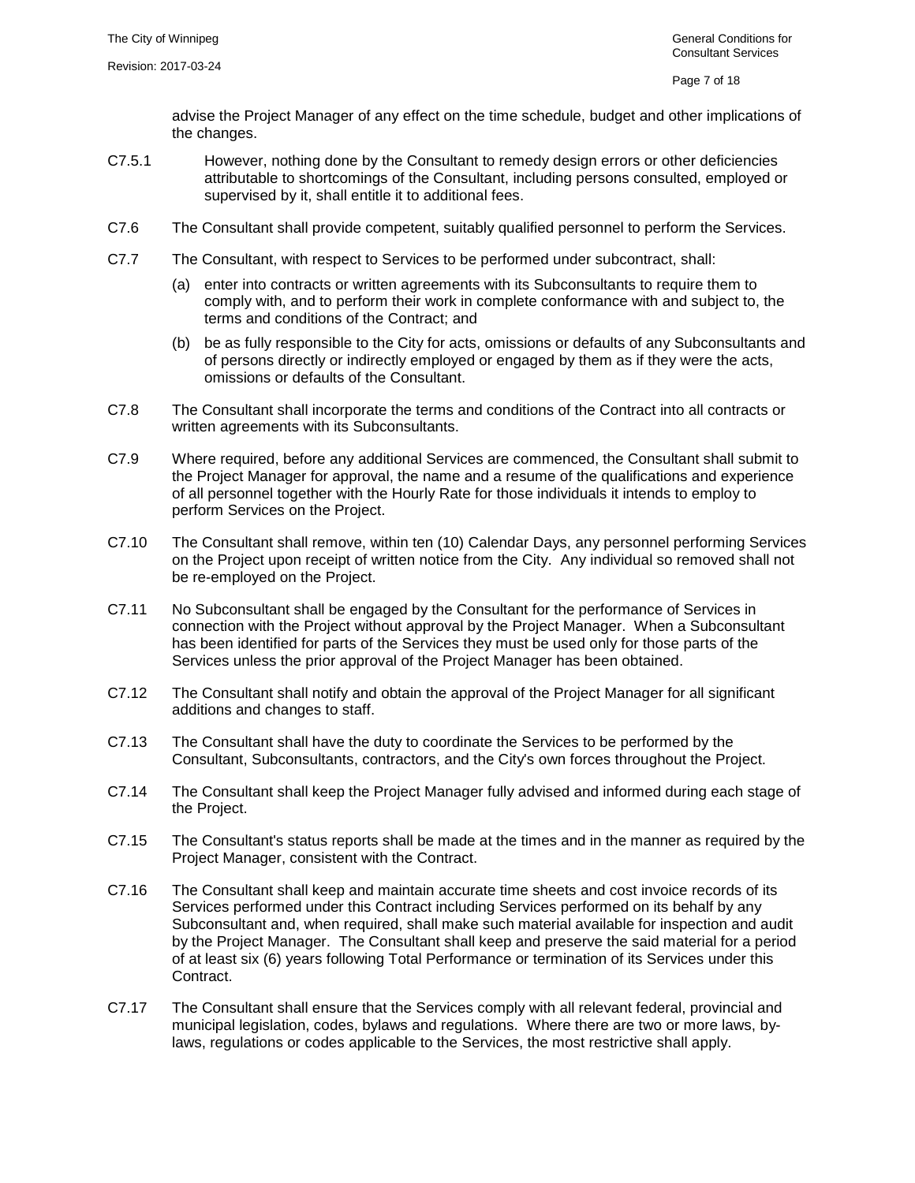advise the Project Manager of any effect on the time schedule, budget and other implications of the changes.

C7.5.1 However, nothing done by the Consultant to remedy design errors or other deficiencies attributable to shortcomings of the Consultant, including persons consulted, employed or supervised by it, shall entitle it to additional fees.

C7.6 The Consultant shall provide competent, suitably qualified personnel to perform the Services.

C7.7 The Consultant, with respect to Services to be performed under subcontract, shall:

(a) enter into contracts or written agreements with its Subconsultants to require them to comply with, and to perform their work in complete conformance with and subject to, the terms and conditions of the Contract; and

(b) be as fully responsible to the City for acts, omissions or defaults of any Subconsultants and of persons directly or indirectly employed or engaged by them as if they were the acts, omissions or defaults of the Consultant.

C7.8 The Consultant shall incorporate the terms and conditions of the Contract into all contracts or written agreements with its Subconsultants.

C7.9 Where required, before any additional Services are commenced, the Consultant shall submit to the Project Manager for approval, the name and a resume of the qualifications and experience of all personnel together with the Hourly Rate for those individuals it intends to employ to perform Services on the Project.

C7.10 The Consultant shall remove, within ten (10) Calendar Days, any personnel performing Services on the Project upon receipt of written notice from the City. Any individual so removed shall not be re-employed on the Project.

C7.11 No Subconsultant shall be engaged by the Consultant for the performance of Services in connection with the Project without approval by the Project Manager. When a Subconsultant has been identified for parts of the Services they must be used only for those parts of the Services unless the prior approval of the Project Manager has been obtained.

C7.12 The Consultant shall notify and obtain the approval of the Project Manager for all significant additions and changes to staff.

C7.13 The Consultant shall have the duty to coordinate the Services to be performed by the Consultant, Subconsultants, contractors, and the City's own forces throughout the Project.

C7.14 The Consultant shall keep the Project Manager fully advised and informed during each stage of the Project.

C7.15 The Consultant's status reports shall be made at the times and in the manner as required by the Project Manager, consistent with the Contract.

C7.16 The Consultant shall keep and maintain accurate time sheets and cost invoice records of its Services performed under this Contract including Services performed on its behalf by any Subconsultant and, when required, shall make such material available for inspection and audit by the Project Manager. The Consultant shall keep and preserve the said material for a period of at least six (6) years following Total Performance or termination of its Services under this Contract.

C7.17 The Consultant shall ensure that the Services comply with all relevant federal, provincial and municipal legislation, codes, bylaws and regulations. Where there are two or more laws, by-laws, regulations or codes applicable to the Services, the most restrictive shall apply.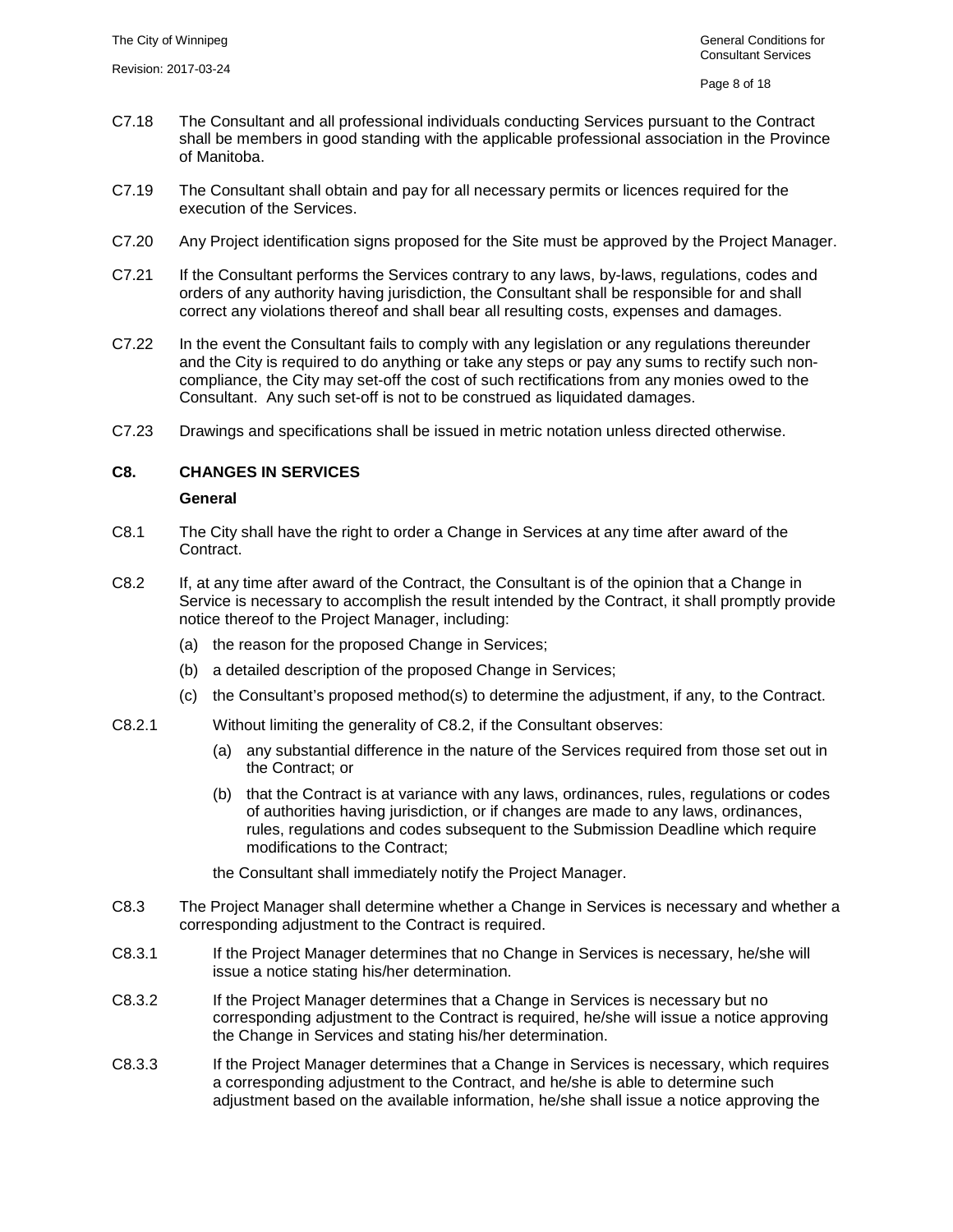C7.18 The Consultant and all professional individuals conducting Services pursuant to the Contract shall be members in good standing with the applicable professional association in the Province of Manitoba.

C7.19 The Consultant shall obtain and pay for all necessary permits or licences required for the execution of the Services.

C7.20 Any Project identification signs proposed for the Site must be approved by the Project Manager.

C7.21 If the Consultant performs the Services contrary to any laws, by-laws, regulations, codes and orders of any authority having jurisdiction, the Consultant shall be responsible for and shall correct any violations thereof and shall bear all resulting costs, expenses and damages.

C7.22 In the event the Consultant fails to comply with any legislation or any regulations thereunder and the City is required to do anything or take any steps or pay any sums to rectify such non-compliance, the City may set-off the cost of such rectifications from any monies owed to the Consultant. Any such set-off is not to be construed as liquidated damages.

C7.23 Drawings and specifications shall be issued in metric notation unless directed otherwise.

## C8. CHANGES IN SERVICES

**General**

C8.1 The City shall have the right to order a Change in Services at any time after award of the Contract.

C8.2 If, at any time after award of the Contract, the Consultant is of the opinion that a Change in Service is necessary to accomplish the result intended by the Contract, it shall promptly provide notice thereof to the Project Manager, including:

(a) the reason for the proposed Change in Services;

(b) a detailed description of the proposed Change in Services;

(c) the Consultant's proposed method(s) to determine the adjustment, if any, to the Contract.

C8.2.1 Without limiting the generality of C8.2, if the Consultant observes:

(a) any substantial difference in the nature of the Services required from those set out in the Contract; or

(b) that the Contract is at variance with any laws, ordinances, rules, regulations or codes of authorities having jurisdiction, or if changes are made to any laws, ordinances, rules, regulations and codes subsequent to the Submission Deadline which require modifications to the Contract;

the Consultant shall immediately notify the Project Manager.

C8.3 The Project Manager shall determine whether a Change in Services is necessary and whether a corresponding adjustment to the Contract is required.

C8.3.1 If the Project Manager determines that no Change in Services is necessary, he/she will issue a notice stating his/her determination.

C8.3.2 If the Project Manager determines that a Change in Services is necessary but no corresponding adjustment to the Contract is required, he/she will issue a notice approving the Change in Services and stating his/her determination.

C8.3.3 If the Project Manager determines that a Change in Services is necessary, which requires a corresponding adjustment to the Contract, and he/she is able to determine such adjustment based on the available information, he/she shall issue a notice approving the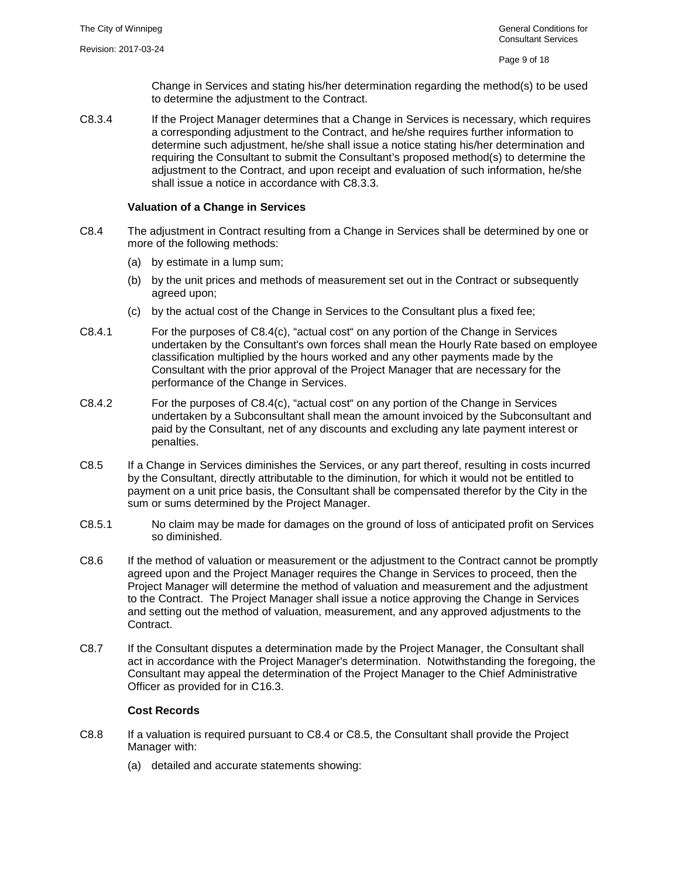Change in Services and stating his/her determination regarding the method(s) to be used to determine the adjustment to the Contract.

C8.3.4 If the Project Manager determines that a Change in Services is necessary, which requires a corresponding adjustment to the Contract, and he/she requires further information to determine such adjustment, he/she shall issue a notice stating his/her determination and requiring the Consultant to submit the Consultant's proposed method(s) to determine the adjustment to the Contract, and upon receipt and evaluation of such information, he/she shall issue a notice in accordance with C8.3.3.

**Valuation of a Change in Services**

C8.4 The adjustment in Contract resulting from a Change in Services shall be determined by one or more of the following methods:

(a) by estimate in a lump sum;

(b) by the unit prices and methods of measurement set out in the Contract or subsequently agreed upon;

(c) by the actual cost of the Change in Services to the Consultant plus a fixed fee;

C8.4.1 For the purposes of C8.4(c), "actual cost" on any portion of the Change in Services undertaken by the Consultant's own forces shall mean the Hourly Rate based on employee classification multiplied by the hours worked and any other payments made by the Consultant with the prior approval of the Project Manager that are necessary for the performance of the Change in Services.

C8.4.2 For the purposes of C8.4(c), "actual cost" on any portion of the Change in Services undertaken by a Subconsultant shall mean the amount invoiced by the Subconsultant and paid by the Consultant, net of any discounts and excluding any late payment interest or penalties.

C8.5 If a Change in Services diminishes the Services, or any part thereof, resulting in costs incurred by the Consultant, directly attributable to the diminution, for which it would not be entitled to payment on a unit price basis, the Consultant shall be compensated therefor by the City in the sum or sums determined by the Project Manager.

C8.5.1 No claim may be made for damages on the ground of loss of anticipated profit on Services so diminished.

C8.6 If the method of valuation or measurement or the adjustment to the Contract cannot be promptly agreed upon and the Project Manager requires the Change in Services to proceed, then the Project Manager will determine the method of valuation and measurement and the adjustment to the Contract. The Project Manager shall issue a notice approving the Change in Services and setting out the method of valuation, measurement, and any approved adjustments to the Contract.

C8.7 If the Consultant disputes a determination made by the Project Manager, the Consultant shall act in accordance with the Project Manager's determination. Notwithstanding the foregoing, the Consultant may appeal the determination of the Project Manager to the Chief Administrative Officer as provided for in C16.3.

**Cost Records**

C8.8 If a valuation is required pursuant to C8.4 or C8.5, the Consultant shall provide the Project Manager with:

(a) detailed and accurate statements showing: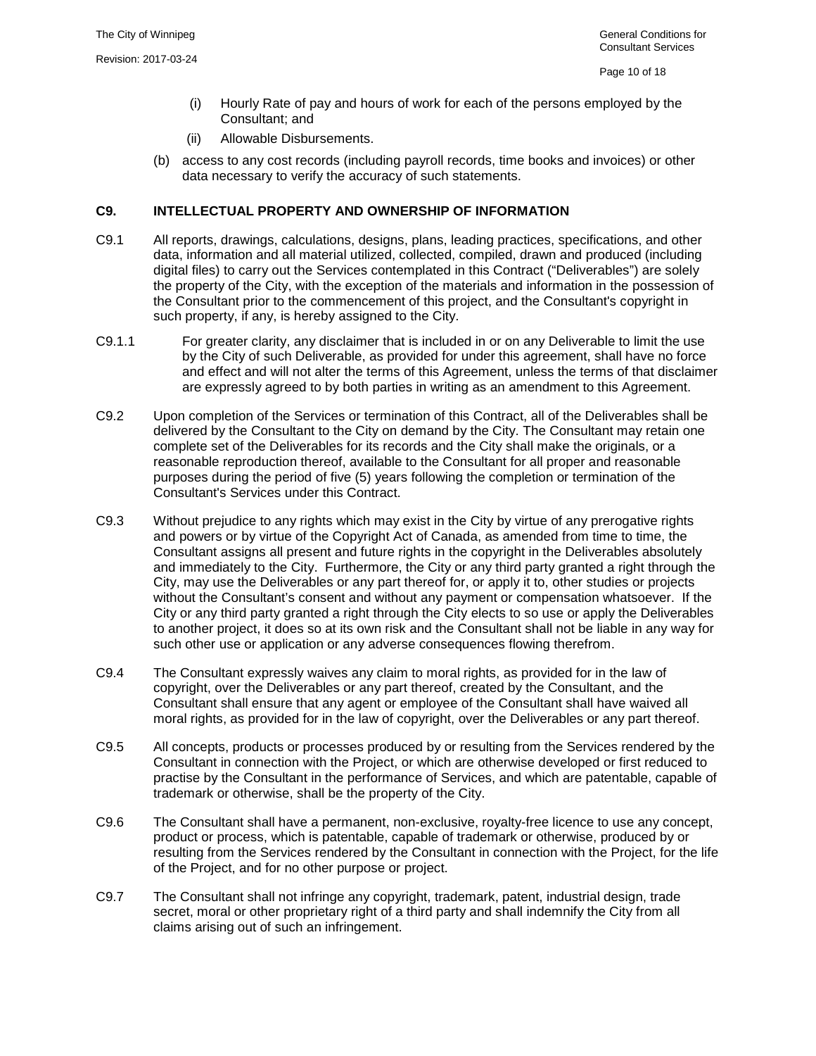(i) Hourly Rate of pay and hours of work for each of the persons employed by the Consultant; and

(ii) Allowable Disbursements.

(b) access to any cost records (including payroll records, time books and invoices) or other data necessary to verify the accuracy of such statements.

## C9. INTELLECTUAL PROPERTY AND OWNERSHIP OF INFORMATION

C9.1 All reports, drawings, calculations, designs, plans, leading practices, specifications, and other data, information and all material utilized, collected, compiled, drawn and produced (including digital files) to carry out the Services contemplated in this Contract ("Deliverables") are solely the property of the City, with the exception of the materials and information in the possession of the Consultant prior to the commencement of this project, and the Consultant's copyright in such property, if any, is hereby assigned to the City.

C9.1.1 For greater clarity, any disclaimer that is included in or on any Deliverable to limit the use by the City of such Deliverable, as provided for under this agreement, shall have no force and effect and will not alter the terms of this Agreement, unless the terms of that disclaimer are expressly agreed to by both parties in writing as an amendment to this Agreement.

C9.2 Upon completion of the Services or termination of this Contract, all of the Deliverables shall be delivered by the Consultant to the City on demand by the City. The Consultant may retain one complete set of the Deliverables for its records and the City shall make the originals, or a reasonable reproduction thereof, available to the Consultant for all proper and reasonable purposes during the period of five (5) years following the completion or termination of the Consultant's Services under this Contract.

C9.3 Without prejudice to any rights which may exist in the City by virtue of any prerogative rights and powers or by virtue of the Copyright Act of Canada, as amended from time to time, the Consultant assigns all present and future rights in the copyright in the Deliverables absolutely and immediately to the City. Furthermore, the City or any third party granted a right through the City, may use the Deliverables or any part thereof for, or apply it to, other studies or projects without the Consultant's consent and without any payment or compensation whatsoever. If the City or any third party granted a right through the City elects to so use or apply the Deliverables to another project, it does so at its own risk and the Consultant shall not be liable in any way for such other use or application or any adverse consequences flowing therefrom.

C9.4 The Consultant expressly waives any claim to moral rights, as provided for in the law of copyright, over the Deliverables or any part thereof, created by the Consultant, and the Consultant shall ensure that any agent or employee of the Consultant shall have waived all moral rights, as provided for in the law of copyright, over the Deliverables or any part thereof.

C9.5 All concepts, products or processes produced by or resulting from the Services rendered by the Consultant in connection with the Project, or which are otherwise developed or first reduced to practise by the Consultant in the performance of Services, and which are patentable, capable of trademark or otherwise, shall be the property of the City.

C9.6 The Consultant shall have a permanent, non-exclusive, royalty-free licence to use any concept, product or process, which is patentable, capable of trademark or otherwise, produced by or resulting from the Services rendered by the Consultant in connection with the Project, for the life of the Project, and for no other purpose or project.

C9.7 The Consultant shall not infringe any copyright, trademark, patent, industrial design, trade secret, moral or other proprietary right of a third party and shall indemnify the City from all claims arising out of such an infringement.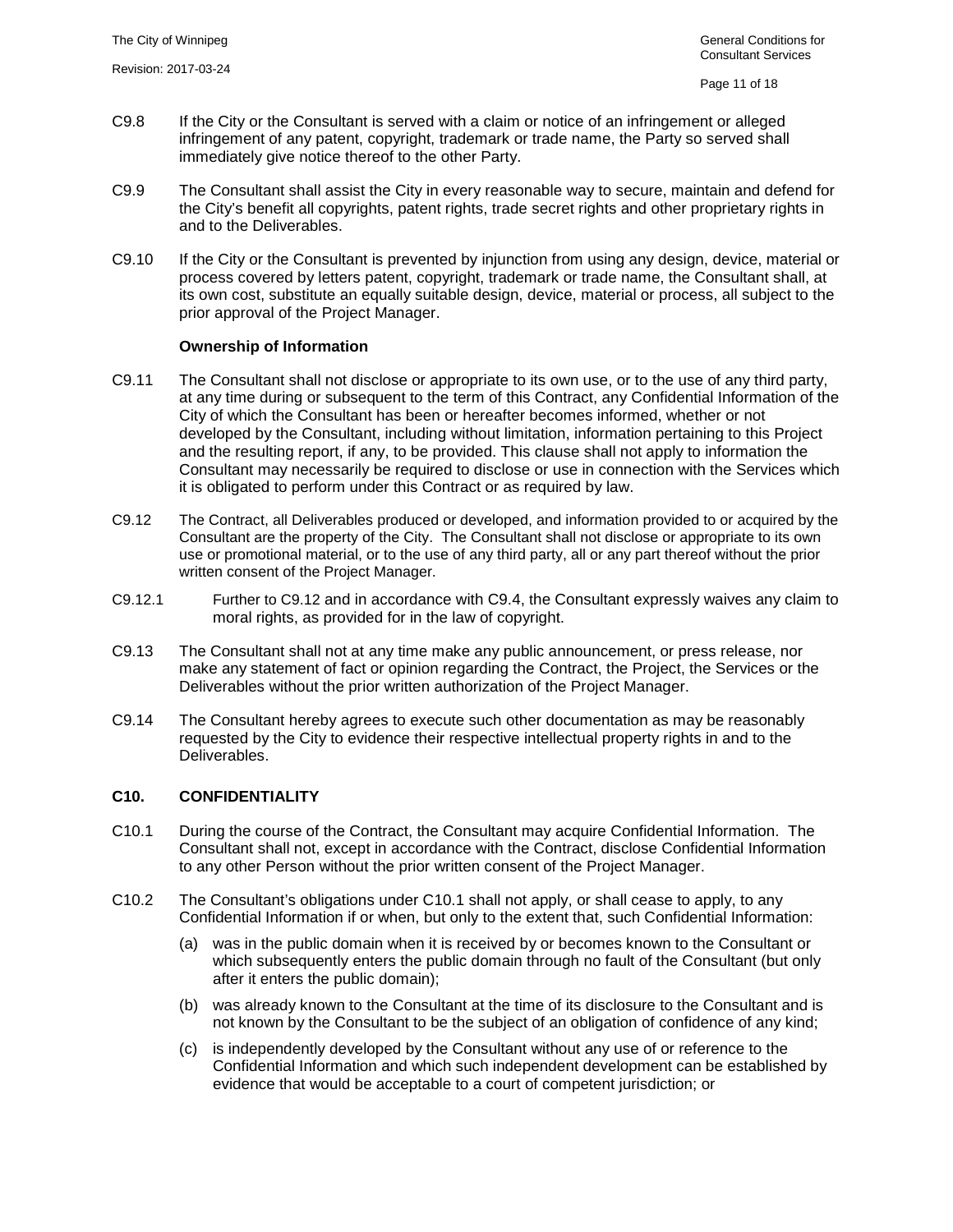C9.8 If the City or the Consultant is served with a claim or notice of an infringement or alleged infringement of any patent, copyright, trademark or trade name, the Party so served shall immediately give notice thereof to the other Party.

C9.9 The Consultant shall assist the City in every reasonable way to secure, maintain and defend for the City's benefit all copyrights, patent rights, trade secret rights and other proprietary rights in and to the Deliverables.

C9.10 If the City or the Consultant is prevented by injunction from using any design, device, material or process covered by letters patent, copyright, trademark or trade name, the Consultant shall, at its own cost, substitute an equally suitable design, device, material or process, all subject to the prior approval of the Project Manager.

**Ownership of Information**

C9.11 The Consultant shall not disclose or appropriate to its own use, or to the use of any third party, at any time during or subsequent to the term of this Contract, any Confidential Information of the City of which the Consultant has been or hereafter becomes informed, whether or not developed by the Consultant, including without limitation, information pertaining to this Project and the resulting report, if any, to be provided. This clause shall not apply to information the Consultant may necessarily be required to disclose or use in connection with the Services which it is obligated to perform under this Contract or as required by law.

C9.12 The Contract, all Deliverables produced or developed, and information provided to or acquired by the Consultant are the property of the City. The Consultant shall not disclose or appropriate to its own use or promotional material, or to the use of any third party, all or any part thereof without the prior written consent of the Project Manager.

C9.12.1 Further to C9.12 and in accordance with C9.4, the Consultant expressly waives any claim to moral rights, as provided for in the law of copyright.

C9.13 The Consultant shall not at any time make any public announcement, or press release, nor make any statement of fact or opinion regarding the Contract, the Project, the Services or the Deliverables without the prior written authorization of the Project Manager.

C9.14 The Consultant hereby agrees to execute such other documentation as may be reasonably requested by the City to evidence their respective intellectual property rights in and to the Deliverables.

## C10. CONFIDENTIALITY

C10.1 During the course of the Contract, the Consultant may acquire Confidential Information. The Consultant shall not, except in accordance with the Contract, disclose Confidential Information to any other Person without the prior written consent of the Project Manager.

C10.2 The Consultant's obligations under C10.1 shall not apply, or shall cease to apply, to any Confidential Information if or when, but only to the extent that, such Confidential Information:

(a) was in the public domain when it is received by or becomes known to the Consultant or which subsequently enters the public domain through no fault of the Consultant (but only after it enters the public domain);

(b) was already known to the Consultant at the time of its disclosure to the Consultant and is not known by the Consultant to be the subject of an obligation of confidence of any kind;

(c) is independently developed by the Consultant without any use of or reference to the Confidential Information and which such independent development can be established by evidence that would be acceptable to a court of competent jurisdiction; or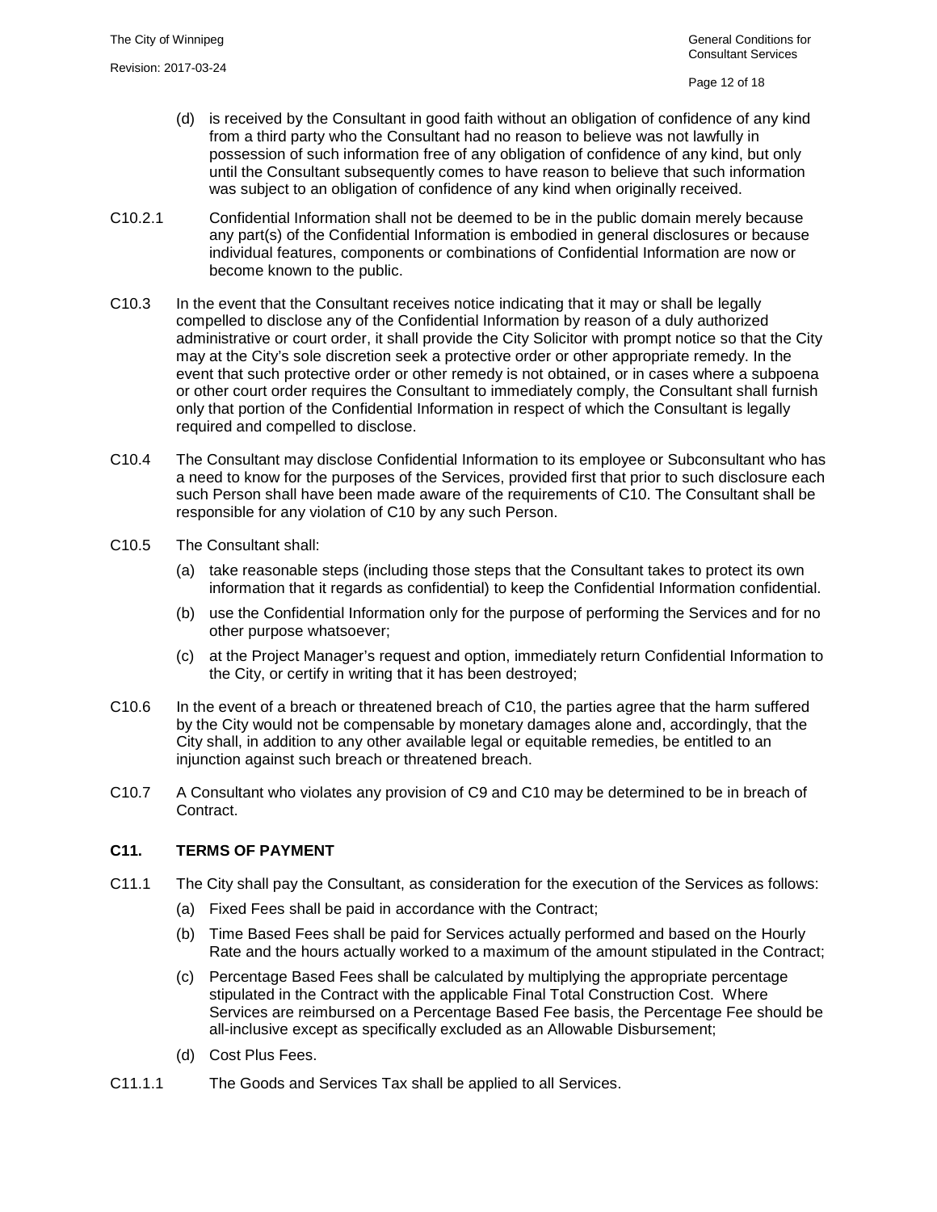(d) is received by the Consultant in good faith without an obligation of confidence of any kind from a third party who the Consultant had no reason to believe was not lawfully in possession of such information free of any obligation of confidence of any kind, but only until the Consultant subsequently comes to have reason to believe that such information was subject to an obligation of confidence of any kind when originally received.

C10.2.1 Confidential Information shall not be deemed to be in the public domain merely because any part(s) of the Confidential Information is embodied in general disclosures or because individual features, components or combinations of Confidential Information are now or become known to the public.

C10.3 In the event that the Consultant receives notice indicating that it may or shall be legally compelled to disclose any of the Confidential Information by reason of a duly authorized administrative or court order, it shall provide the City Solicitor with prompt notice so that the City may at the City's sole discretion seek a protective order or other appropriate remedy. In the event that such protective order or other remedy is not obtained, or in cases where a subpoena or other court order requires the Consultant to immediately comply, the Consultant shall furnish only that portion of the Confidential Information in respect of which the Consultant is legally required and compelled to disclose.

C10.4 The Consultant may disclose Confidential Information to its employee or Subconsultant who has a need to know for the purposes of the Services, provided first that prior to such disclosure each such Person shall have been made aware of the requirements of C10. The Consultant shall be responsible for any violation of C10 by any such Person.

C10.5 The Consultant shall:

(a) take reasonable steps (including those steps that the Consultant takes to protect its own information that it regards as confidential) to keep the Confidential Information confidential.

(b) use the Confidential Information only for the purpose of performing the Services and for no other purpose whatsoever;

(c) at the Project Manager's request and option, immediately return Confidential Information to the City, or certify in writing that it has been destroyed;

C10.6 In the event of a breach or threatened breach of C10, the parties agree that the harm suffered by the City would not be compensable by monetary damages alone and, accordingly, that the City shall, in addition to any other available legal or equitable remedies, be entitled to an injunction against such breach or threatened breach.

C10.7 A Consultant who violates any provision of C9 and C10 may be determined to be in breach of Contract.

## C11. TERMS OF PAYMENT

C11.1 The City shall pay the Consultant, as consideration for the execution of the Services as follows:

(a) Fixed Fees shall be paid in accordance with the Contract;

(b) Time Based Fees shall be paid for Services actually performed and based on the Hourly Rate and the hours actually worked to a maximum of the amount stipulated in the Contract;

(c) Percentage Based Fees shall be calculated by multiplying the appropriate percentage stipulated in the Contract with the applicable Final Total Construction Cost. Where Services are reimbursed on a Percentage Based Fee basis, the Percentage Fee should be all-inclusive except as specifically excluded as an Allowable Disbursement;

(d) Cost Plus Fees.

C11.1.1 The Goods and Services Tax shall be applied to all Services.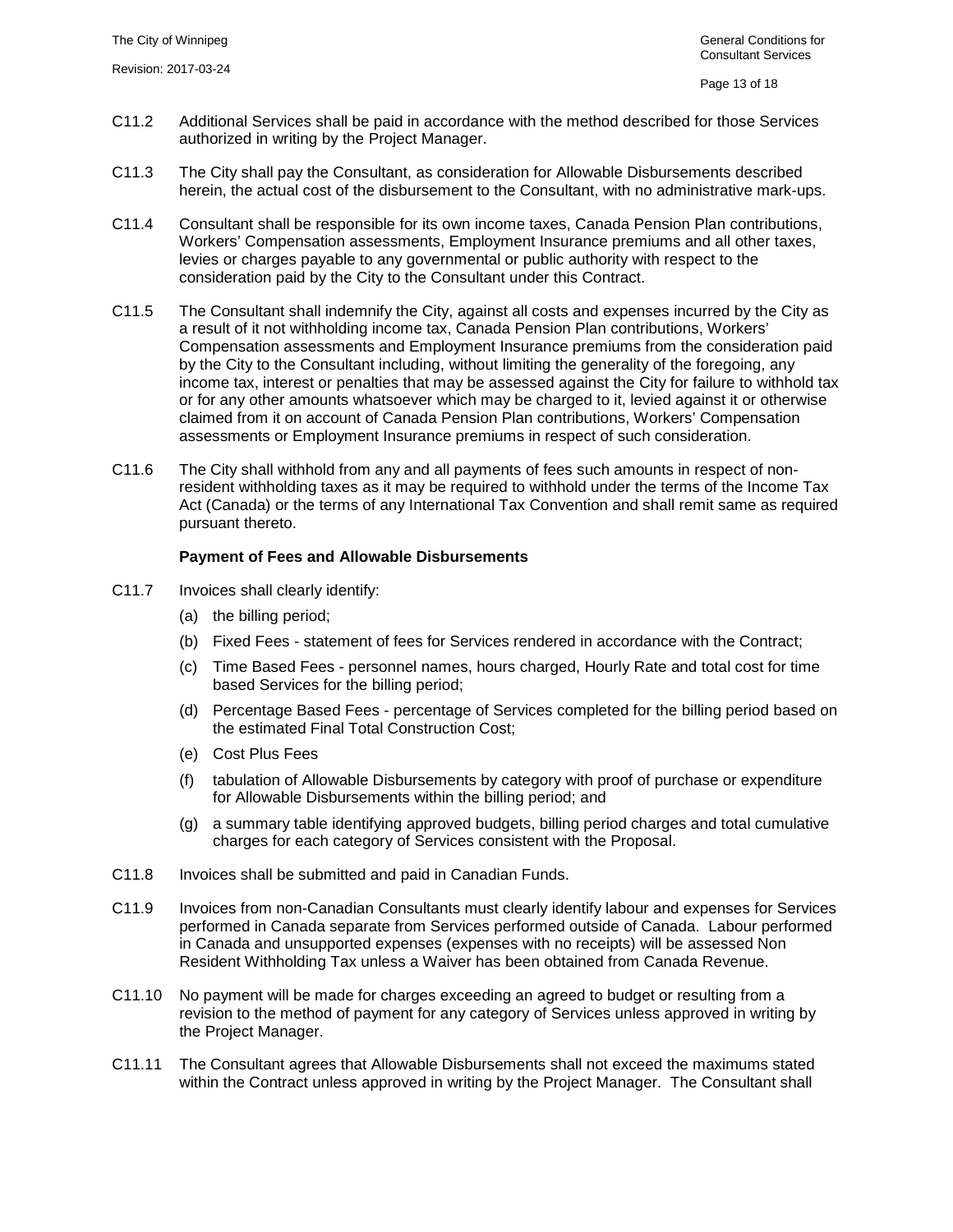C11.2 Additional Services shall be paid in accordance with the method described for those Services authorized in writing by the Project Manager.

C11.3 The City shall pay the Consultant, as consideration for Allowable Disbursements described herein, the actual cost of the disbursement to the Consultant, with no administrative mark-ups.

C11.4 Consultant shall be responsible for its own income taxes, Canada Pension Plan contributions, Workers' Compensation assessments, Employment Insurance premiums and all other taxes, levies or charges payable to any governmental or public authority with respect to the consideration paid by the City to the Consultant under this Contract.

C11.5 The Consultant shall indemnify the City, against all costs and expenses incurred by the City as a result of it not withholding income tax, Canada Pension Plan contributions, Workers' Compensation assessments and Employment Insurance premiums from the consideration paid by the City to the Consultant including, without limiting the generality of the foregoing, any income tax, interest or penalties that may be assessed against the City for failure to withhold tax or for any other amounts whatsoever which may be charged to it, levied against it or otherwise claimed from it on account of Canada Pension Plan contributions, Workers' Compensation assessments or Employment Insurance premiums in respect of such consideration.

C11.6 The City shall withhold from any and all payments of fees such amounts in respect of non-resident withholding taxes as it may be required to withhold under the terms of the Income Tax Act (Canada) or the terms of any International Tax Convention and shall remit same as required pursuant thereto.

**Payment of Fees and Allowable Disbursements**

C11.7 Invoices shall clearly identify:

(a) the billing period;

(b) Fixed Fees - statement of fees for Services rendered in accordance with the Contract;

(c) Time Based Fees - personnel names, hours charged, Hourly Rate and total cost for time based Services for the billing period;

(d) Percentage Based Fees - percentage of Services completed for the billing period based on the estimated Final Total Construction Cost;

(e) Cost Plus Fees

(f) tabulation of Allowable Disbursements by category with proof of purchase or expenditure for Allowable Disbursements within the billing period; and

(g) a summary table identifying approved budgets, billing period charges and total cumulative charges for each category of Services consistent with the Proposal.

C11.8 Invoices shall be submitted and paid in Canadian Funds.

C11.9 Invoices from non-Canadian Consultants must clearly identify labour and expenses for Services performed in Canada separate from Services performed outside of Canada. Labour performed in Canada and unsupported expenses (expenses with no receipts) will be assessed Non Resident Withholding Tax unless a Waiver has been obtained from Canada Revenue.

C11.10 No payment will be made for charges exceeding an agreed to budget or resulting from a revision to the method of payment for any category of Services unless approved in writing by the Project Manager.

C11.11 The Consultant agrees that Allowable Disbursements shall not exceed the maximums stated within the Contract unless approved in writing by the Project Manager. The Consultant shall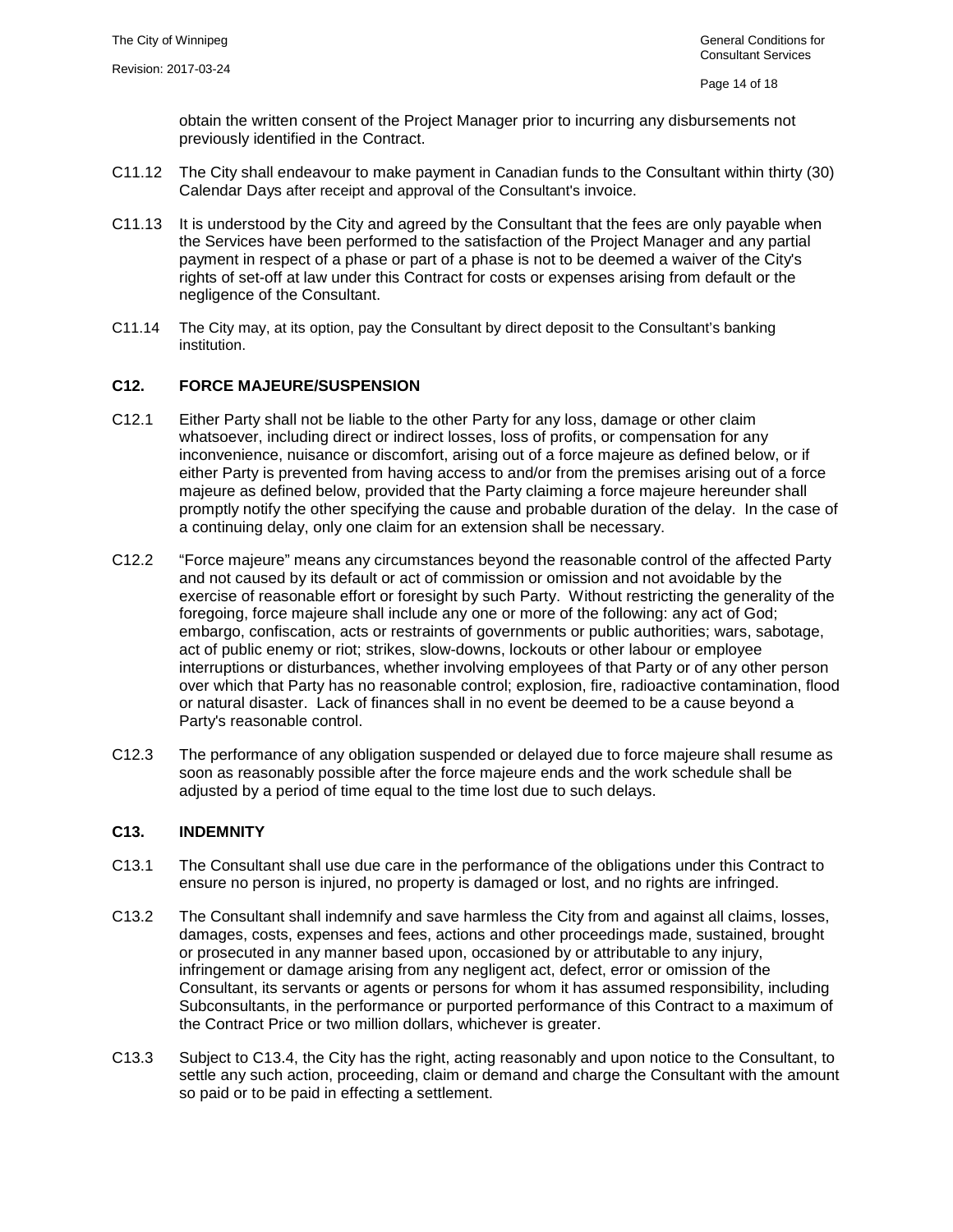obtain the written consent of the Project Manager prior to incurring any disbursements not previously identified in the Contract.

C11.12 The City shall endeavour to make payment in Canadian funds to the Consultant within thirty (30) Calendar Days after receipt and approval of the Consultant's invoice.

C11.13 It is understood by the City and agreed by the Consultant that the fees are only payable when the Services have been performed to the satisfaction of the Project Manager and any partial payment in respect of a phase or part of a phase is not to be deemed a waiver of the City's rights of set-off at law under this Contract for costs or expenses arising from default or the negligence of the Consultant.

C11.14 The City may, at its option, pay the Consultant by direct deposit to the Consultant's banking institution.

## C12. FORCE MAJEURE/SUSPENSION

C12.1 Either Party shall not be liable to the other Party for any loss, damage or other claim whatsoever, including direct or indirect losses, loss of profits, or compensation for any inconvenience, nuisance or discomfort, arising out of a force majeure as defined below, or if either Party is prevented from having access to and/or from the premises arising out of a force majeure as defined below, provided that the Party claiming a force majeure hereunder shall promptly notify the other specifying the cause and probable duration of the delay. In the case of a continuing delay, only one claim for an extension shall be necessary.

C12.2 "Force majeure" means any circumstances beyond the reasonable control of the affected Party and not caused by its default or act of commission or omission and not avoidable by the exercise of reasonable effort or foresight by such Party. Without restricting the generality of the foregoing, force majeure shall include any one or more of the following: any act of God; embargo, confiscation, acts or restraints of governments or public authorities; wars, sabotage, act of public enemy or riot; strikes, slow-downs, lockouts or other labour or employee interruptions or disturbances, whether involving employees of that Party or of any other person over which that Party has no reasonable control; explosion, fire, radioactive contamination, flood or natural disaster. Lack of finances shall in no event be deemed to be a cause beyond a Party's reasonable control.

C12.3 The performance of any obligation suspended or delayed due to force majeure shall resume as soon as reasonably possible after the force majeure ends and the work schedule shall be adjusted by a period of time equal to the time lost due to such delays.

## C13. INDEMNITY

C13.1 The Consultant shall use due care in the performance of the obligations under this Contract to ensure no person is injured, no property is damaged or lost, and no rights are infringed.

C13.2 The Consultant shall indemnify and save harmless the City from and against all claims, losses, damages, costs, expenses and fees, actions and other proceedings made, sustained, brought or prosecuted in any manner based upon, occasioned by or attributable to any injury, infringement or damage arising from any negligent act, defect, error or omission of the Consultant, its servants or agents or persons for whom it has assumed responsibility, including Subconsultants, in the performance or purported performance of this Contract to a maximum of the Contract Price or two million dollars, whichever is greater.

C13.3 Subject to C13.4, the City has the right, acting reasonably and upon notice to the Consultant, to settle any such action, proceeding, claim or demand and charge the Consultant with the amount so paid or to be paid in effecting a settlement.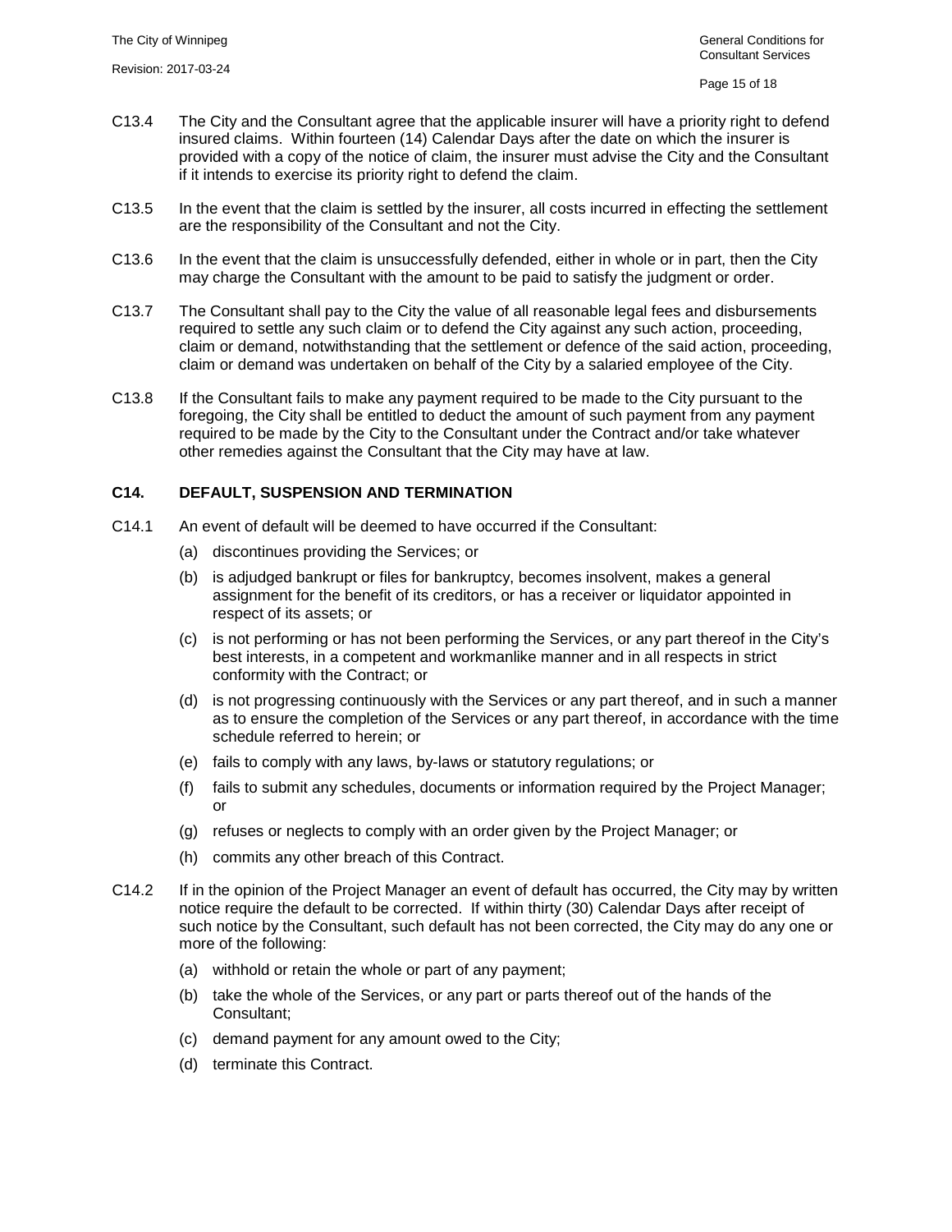C13.4 The City and the Consultant agree that the applicable insurer will have a priority right to defend insured claims. Within fourteen (14) Calendar Days after the date on which the insurer is provided with a copy of the notice of claim, the insurer must advise the City and the Consultant if it intends to exercise its priority right to defend the claim.

C13.5 In the event that the claim is settled by the insurer, all costs incurred in effecting the settlement are the responsibility of the Consultant and not the City.

C13.6 In the event that the claim is unsuccessfully defended, either in whole or in part, then the City may charge the Consultant with the amount to be paid to satisfy the judgment or order.

C13.7 The Consultant shall pay to the City the value of all reasonable legal fees and disbursements required to settle any such claim or to defend the City against any such action, proceeding, claim or demand, notwithstanding that the settlement or defence of the said action, proceeding, claim or demand was undertaken on behalf of the City by a salaried employee of the City.

C13.8 If the Consultant fails to make any payment required to be made to the City pursuant to the foregoing, the City shall be entitled to deduct the amount of such payment from any payment required to be made by the City to the Consultant under the Contract and/or take whatever other remedies against the Consultant that the City may have at law.

## C14. DEFAULT, SUSPENSION AND TERMINATION

C14.1 An event of default will be deemed to have occurred if the Consultant:

(a) discontinues providing the Services; or

(b) is adjudged bankrupt or files for bankruptcy, becomes insolvent, makes a general assignment for the benefit of its creditors, or has a receiver or liquidator appointed in respect of its assets; or

(c) is not performing or has not been performing the Services, or any part thereof in the City's best interests, in a competent and workmanlike manner and in all respects in strict conformity with the Contract; or

(d) is not progressing continuously with the Services or any part thereof, and in such a manner as to ensure the completion of the Services or any part thereof, in accordance with the time schedule referred to herein; or

(e) fails to comply with any laws, by-laws or statutory regulations; or

(f) fails to submit any schedules, documents or information required by the Project Manager; or

(g) refuses or neglects to comply with an order given by the Project Manager; or

(h) commits any other breach of this Contract.

C14.2 If in the opinion of the Project Manager an event of default has occurred, the City may by written notice require the default to be corrected. If within thirty (30) Calendar Days after receipt of such notice by the Consultant, such default has not been corrected, the City may do any one or more of the following:

(a) withhold or retain the whole or part of any payment;

(b) take the whole of the Services, or any part or parts thereof out of the hands of the Consultant;

(c) demand payment for any amount owed to the City;

(d) terminate this Contract.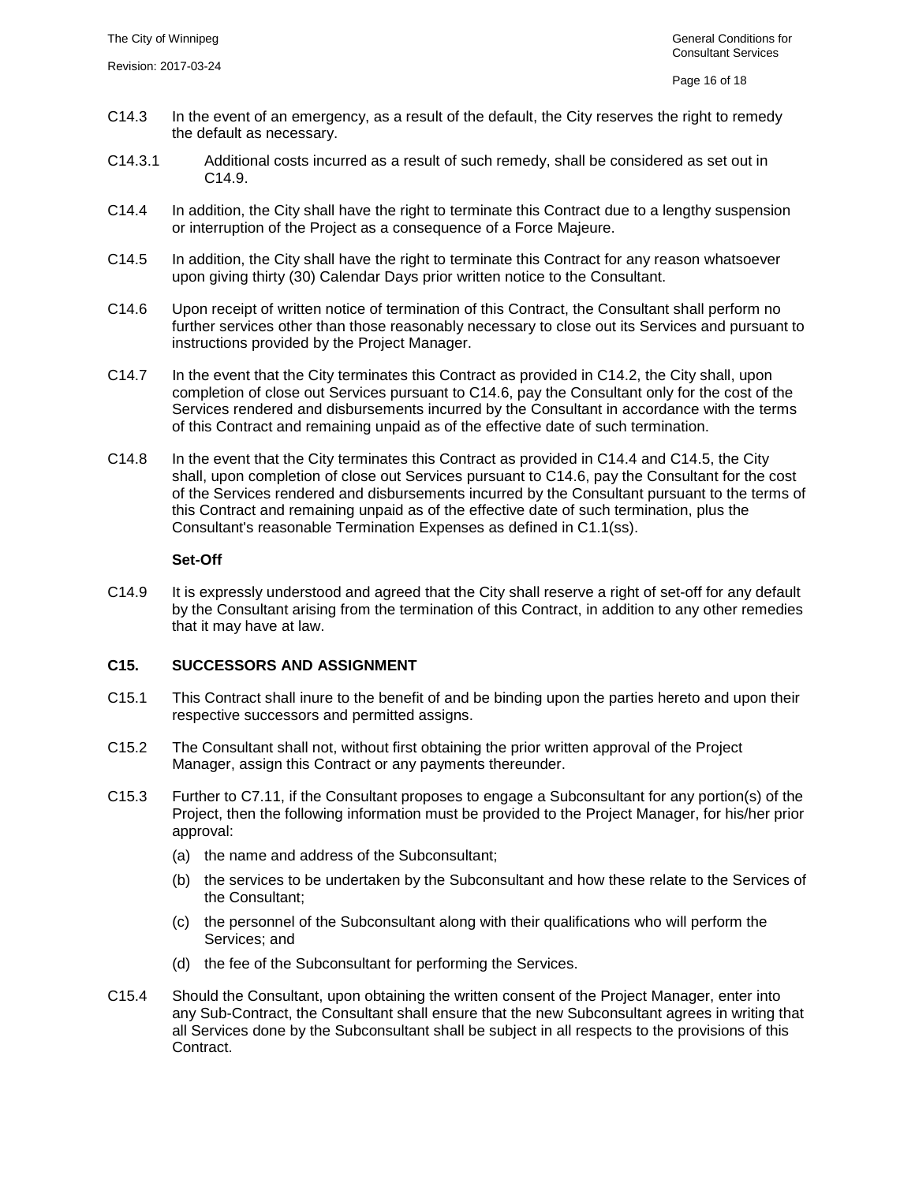C14.3 In the event of an emergency, as a result of the default, the City reserves the right to remedy the default as necessary.

C14.3.1 Additional costs incurred as a result of such remedy, shall be considered as set out in C14.9.

C14.4 In addition, the City shall have the right to terminate this Contract due to a lengthy suspension or interruption of the Project as a consequence of a Force Majeure.

C14.5 In addition, the City shall have the right to terminate this Contract for any reason whatsoever upon giving thirty (30) Calendar Days prior written notice to the Consultant.

C14.6 Upon receipt of written notice of termination of this Contract, the Consultant shall perform no further services other than those reasonably necessary to close out its Services and pursuant to instructions provided by the Project Manager.

C14.7 In the event that the City terminates this Contract as provided in C14.2, the City shall, upon completion of close out Services pursuant to C14.6, pay the Consultant only for the cost of the Services rendered and disbursements incurred by the Consultant in accordance with the terms of this Contract and remaining unpaid as of the effective date of such termination.

C14.8 In the event that the City terminates this Contract as provided in C14.4 and C14.5, the City shall, upon completion of close out Services pursuant to C14.6, pay the Consultant for the cost of the Services rendered and disbursements incurred by the Consultant pursuant to the terms of this Contract and remaining unpaid as of the effective date of such termination, plus the Consultant's reasonable Termination Expenses as defined in C1.1(ss).

**Set-Off**

C14.9 It is expressly understood and agreed that the City shall reserve a right of set-off for any default by the Consultant arising from the termination of this Contract, in addition to any other remedies that it may have at law.

## C15. SUCCESSORS AND ASSIGNMENT

C15.1 This Contract shall inure to the benefit of and be binding upon the parties hereto and upon their respective successors and permitted assigns.

C15.2 The Consultant shall not, without first obtaining the prior written approval of the Project Manager, assign this Contract or any payments thereunder.

C15.3 Further to C7.11, if the Consultant proposes to engage a Subconsultant for any portion(s) of the Project, then the following information must be provided to the Project Manager, for his/her prior approval:

- (a) the name and address of the Subconsultant;
- (b) the services to be undertaken by the Subconsultant and how these relate to the Services of the Consultant;
- (c) the personnel of the Subconsultant along with their qualifications who will perform the Services; and
- (d) the fee of the Subconsultant for performing the Services.

C15.4 Should the Consultant, upon obtaining the written consent of the Project Manager, enter into any Sub-Contract, the Consultant shall ensure that the new Subconsultant agrees in writing that all Services done by the Subconsultant shall be subject in all respects to the provisions of this Contract.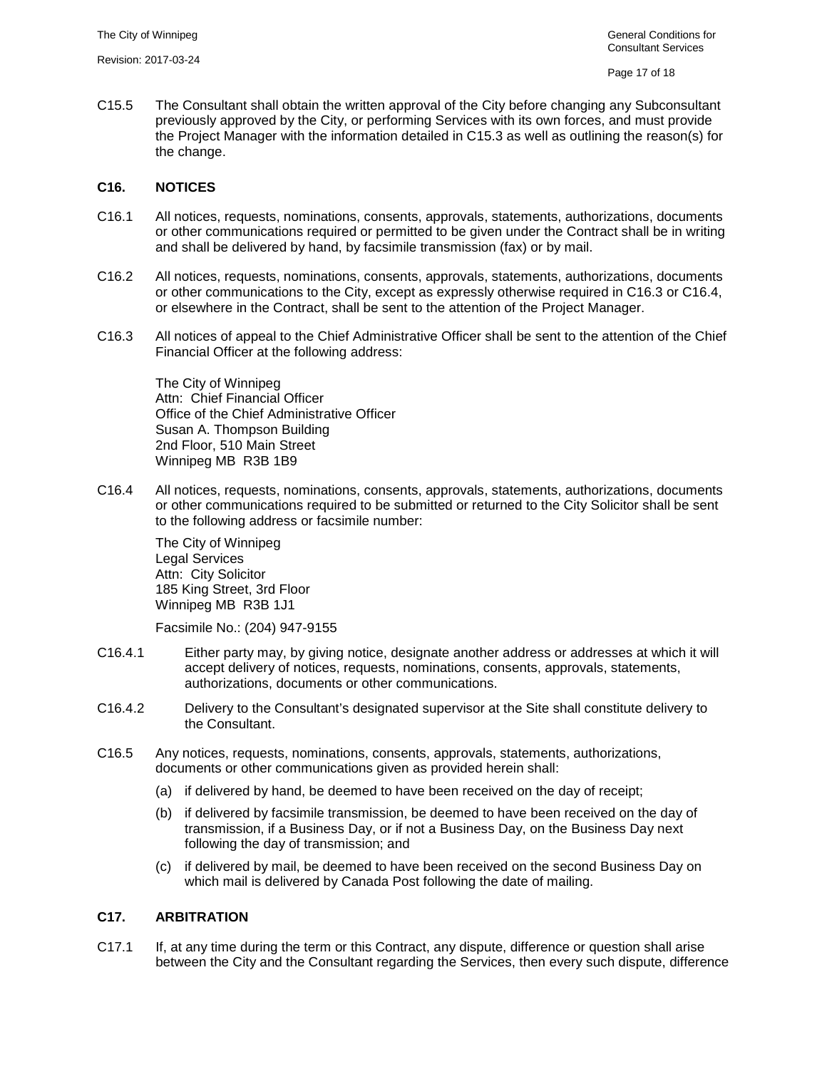C15.5 The Consultant shall obtain the written approval of the City before changing any Subconsultant previously approved by the City, or performing Services with its own forces, and must provide the Project Manager with the information detailed in C15.3 as well as outlining the reason(s) for the change.

## C16. NOTICES

C16.1 All notices, requests, nominations, consents, approvals, statements, authorizations, documents or other communications required or permitted to be given under the Contract shall be in writing and shall be delivered by hand, by facsimile transmission (fax) or by mail.

C16.2 All notices, requests, nominations, consents, approvals, statements, authorizations, documents or other communications to the City, except as expressly otherwise required in C16.3 or C16.4, or elsewhere in the Contract, shall be sent to the attention of the Project Manager.

C16.3 All notices of appeal to the Chief Administrative Officer shall be sent to the attention of the Chief Financial Officer at the following address:

The City of Winnipeg
Attn: Chief Financial Officer
Office of the Chief Administrative Officer
Susan A. Thompson Building
2nd Floor, 510 Main Street
Winnipeg MB R3B 1B9

C16.4 All notices, requests, nominations, consents, approvals, statements, authorizations, documents or other communications required to be submitted or returned to the City Solicitor shall be sent to the following address or facsimile number:

The City of Winnipeg
Legal Services
Attn: City Solicitor
185 King Street, 3rd Floor
Winnipeg MB R3B 1J1

Facsimile No.: (204) 947-9155

C16.4.1 Either party may, by giving notice, designate another address or addresses at which it will accept delivery of notices, requests, nominations, consents, approvals, statements, authorizations, documents or other communications.

C16.4.2 Delivery to the Consultant's designated supervisor at the Site shall constitute delivery to the Consultant.

C16.5 Any notices, requests, nominations, consents, approvals, statements, authorizations, documents or other communications given as provided herein shall:

(a) if delivered by hand, be deemed to have been received on the day of receipt;

(b) if delivered by facsimile transmission, be deemed to have been received on the day of transmission, if a Business Day, or if not a Business Day, on the Business Day next following the day of transmission; and

(c) if delivered by mail, be deemed to have been received on the second Business Day on which mail is delivered by Canada Post following the date of mailing.

## C17. ARBITRATION

C17.1 If, at any time during the term or this Contract, any dispute, difference or question shall arise between the City and the Consultant regarding the Services, then every such dispute, difference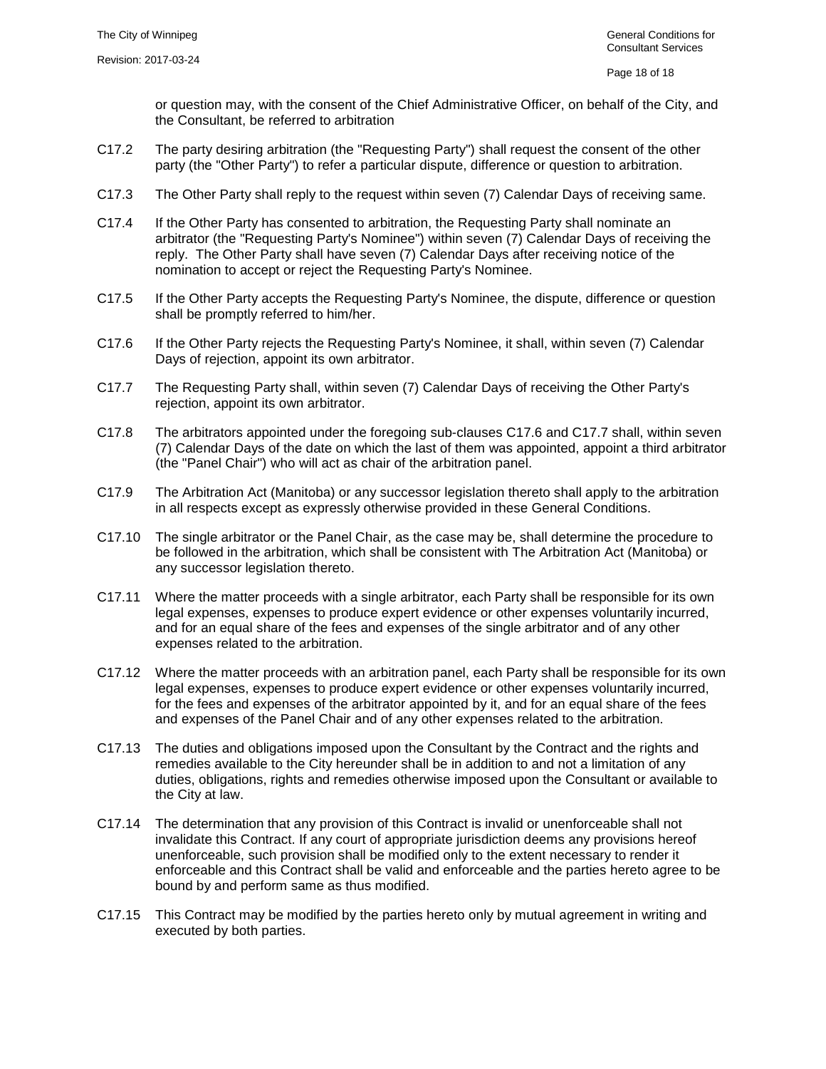or question may, with the consent of the Chief Administrative Officer, on behalf of the City, and the Consultant, be referred to arbitration

C17.2 The party desiring arbitration (the "Requesting Party") shall request the consent of the other party (the "Other Party") to refer a particular dispute, difference or question to arbitration.

C17.3 The Other Party shall reply to the request within seven (7) Calendar Days of receiving same.

C17.4 If the Other Party has consented to arbitration, the Requesting Party shall nominate an arbitrator (the "Requesting Party's Nominee") within seven (7) Calendar Days of receiving the reply. The Other Party shall have seven (7) Calendar Days after receiving notice of the nomination to accept or reject the Requesting Party's Nominee.

C17.5 If the Other Party accepts the Requesting Party's Nominee, the dispute, difference or question shall be promptly referred to him/her.

C17.6 If the Other Party rejects the Requesting Party's Nominee, it shall, within seven (7) Calendar Days of rejection, appoint its own arbitrator.

C17.7 The Requesting Party shall, within seven (7) Calendar Days of receiving the Other Party's rejection, appoint its own arbitrator.

C17.8 The arbitrators appointed under the foregoing sub-clauses C17.6 and C17.7 shall, within seven (7) Calendar Days of the date on which the last of them was appointed, appoint a third arbitrator (the "Panel Chair") who will act as chair of the arbitration panel.

C17.9 The Arbitration Act (Manitoba) or any successor legislation thereto shall apply to the arbitration in all respects except as expressly otherwise provided in these General Conditions.

C17.10 The single arbitrator or the Panel Chair, as the case may be, shall determine the procedure to be followed in the arbitration, which shall be consistent with The Arbitration Act (Manitoba) or any successor legislation thereto.

C17.11 Where the matter proceeds with a single arbitrator, each Party shall be responsible for its own legal expenses, expenses to produce expert evidence or other expenses voluntarily incurred, and for an equal share of the fees and expenses of the single arbitrator and of any other expenses related to the arbitration.

C17.12 Where the matter proceeds with an arbitration panel, each Party shall be responsible for its own legal expenses, expenses to produce expert evidence or other expenses voluntarily incurred, for the fees and expenses of the arbitrator appointed by it, and for an equal share of the fees and expenses of the Panel Chair and of any other expenses related to the arbitration.

C17.13 The duties and obligations imposed upon the Consultant by the Contract and the rights and remedies available to the City hereunder shall be in addition to and not a limitation of any duties, obligations, rights and remedies otherwise imposed upon the Consultant or available to the City at law.

C17.14 The determination that any provision of this Contract is invalid or unenforceable shall not invalidate this Contract. If any court of appropriate jurisdiction deems any provisions hereof unenforceable, such provision shall be modified only to the extent necessary to render it enforceable and this Contract shall be valid and enforceable and the parties hereto agree to be bound by and perform same as thus modified.

C17.15 This Contract may be modified by the parties hereto only by mutual agreement in writing and executed by both parties.